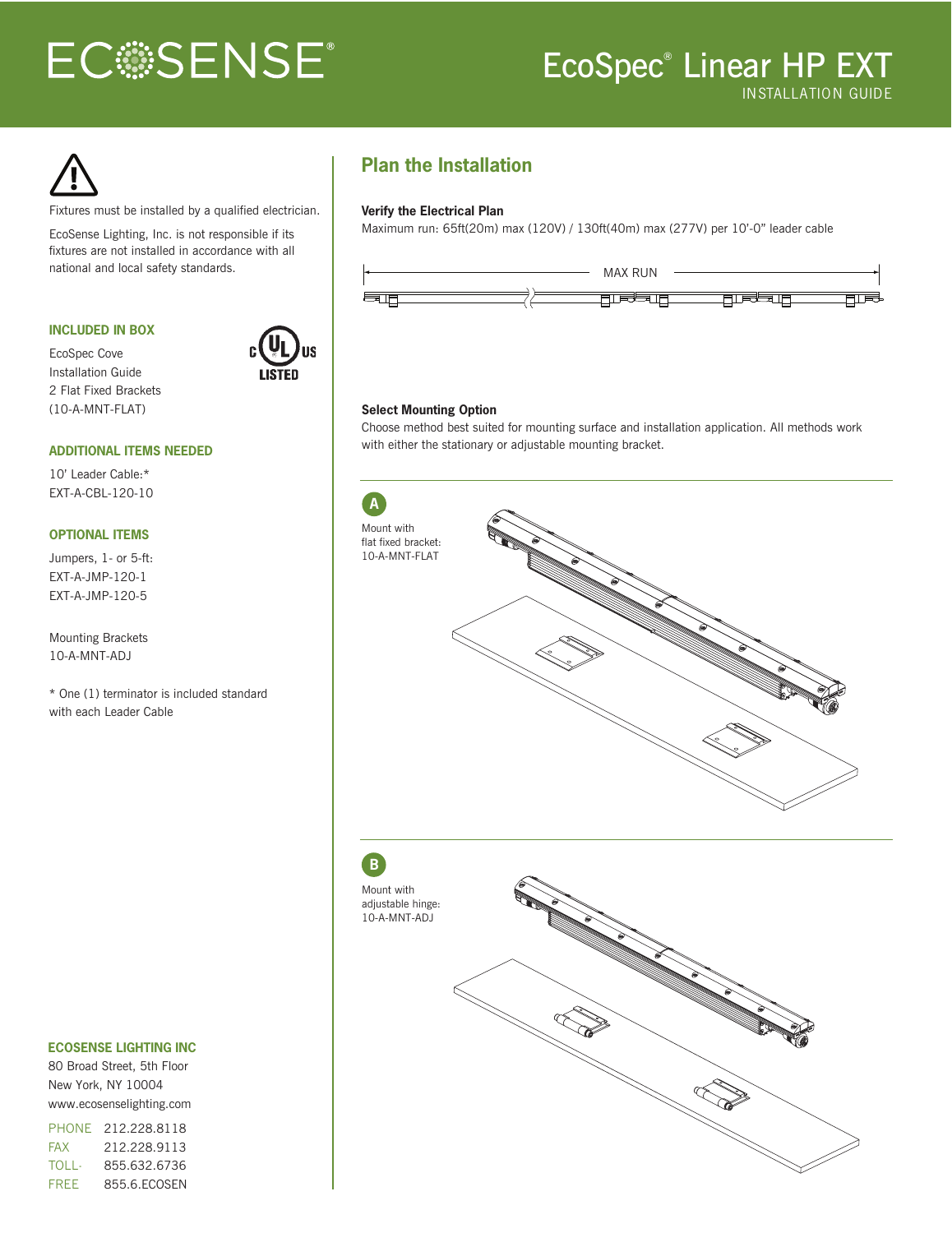# ECOSENSE®

# EcoSpec® Linear HP EXT

INSTALLATION GUIDE

Fixtures must be installed by a qualified electrician.

EcoSense Lighting, Inc. is not responsible if its fixtures are not installed in accordance with all national and local safety standards.

### INCLUDED IN BOX

EcoSpec Cove
Installation Guide
2 Flat Fixed Brackets
(10-A-MNT-FLAT)

c UL us LISTED

### ADDITIONAL ITEMS NEEDED

10' Leader Cable:*
EXT-A-CBL-120-10

### OPTIONAL ITEMS

Jumpers, 1- or 5-ft:
EXT-A-JMP-120-1
EXT-A-JMP-120-5

Mounting Brackets
10-A-MNT-ADJ

* One (1) terminator is included standard with each Leader Cable

### ECOSENSE LIGHTING INC

80 Broad Street, 5th Floor
New York, NY 10004
www.ecosenselighting.com

PHONE 212.228.8118
FAX 212.228.9113
TOLL-FREE 855.632.6736
855.6.ECOSEN

## Plan the Installation

**Verify the Electrical Plan**

Maximum run: 65ft(20m) max (120V) / 130ft(40m) max (277V) per 10'-0" leader cable

MAX RUN

**Select Mounting Option**

Choose method best suited for mounting surface and installation application. All methods work with either the stationary or adjustable mounting bracket.

**A**

Mount with flat fixed bracket: 10-A-MNT-FLAT

**B**

Mount with adjustable hinge: 10-A-MNT-ADJ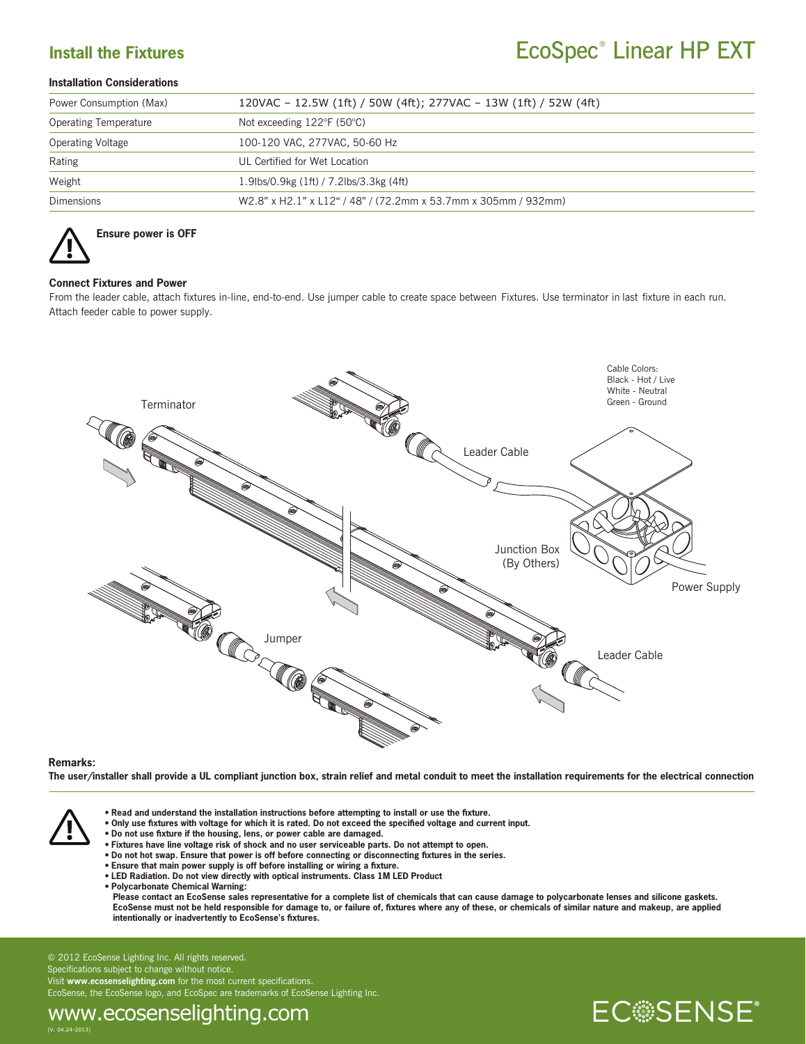## Install the Fixtures

# EcoSpec® Linear HP EXT

### Installation Considerations

| | |
|---|---|
| Power Consumption (Max) | 120VAC – 12.5W (1ft) / 50W (4ft); 277VAC – 13W (1ft) / 52W (4ft) |
| Operating Temperature | Not exceeding 122°F (50°C) |
| Operating Voltage | 100-120 VAC, 277VAC, 50-60 Hz |
| Rating | UL Certified for Wet Location |
| Weight | 1.9lbs/0.9kg (1ft) / 7.2lbs/3.3kg (4ft) |
| Dimensions | W2.8" x H2.1" x L12" / 48" / (72.2mm x 53.7mm x 305mm / 932mm) |

**Ensure power is OFF**

### Connect Fixtures and Power

From the leader cable, attach fixtures in-line, end-to-end. Use jumper cable to create space between Fixtures. Use terminator in last fixture in each run. Attach feeder cable to power supply.

Terminator

Leader Cable

Cable Colors:
Black - Hot / Live
White - Neutral
Green - Ground

Junction Box
(By Others)

Power Supply

Jumper

Leader Cable

**Remarks:**

**The user/installer shall provide a UL compliant junction box, strain relief and metal conduit to meet the installation requirements for the electrical connection**

- **Read and understand the installation instructions before attempting to install or use the fixture.**
- **Only use fixtures with voltage for which it is rated. Do not exceed the specified voltage and current input.**
- **Do not use fixture if the housing, lens, or power cable are damaged.**
- **Fixtures have line voltage risk of shock and no user serviceable parts. Do not attempt to open.**
- **Do not hot swap. Ensure that power is off before connecting or disconnecting fixtures in the series.**
- **Ensure that main power supply is off before installing or wiring a fixture.**
- **LED Radiation. Do not view directly with optical instruments. Class 1M LED Product**
- **Polycarbonate Chemical Warning:**
  **Please contact an EcoSense sales representative for a complete list of chemicals that can cause damage to polycarbonate lenses and silicone gaskets. EcoSense must not be held responsible for damage to, or failure of, fixtures where any of these, or chemicals of similar nature and makeup, are applied intentionally or inadvertently to EcoSense's fixtures.**

© 2012 EcoSense Lighting Inc. All rights reserved.
Specifications subject to change without notice.
Visit **www.ecosenselighting.com** for the most current specifications.
EcoSense, the EcoSense logo, and EcoSpec are trademarks of EcoSense Lighting Inc.

www.ecosenselighting.com

(V. 04.24-2013)

ECOSENSE®